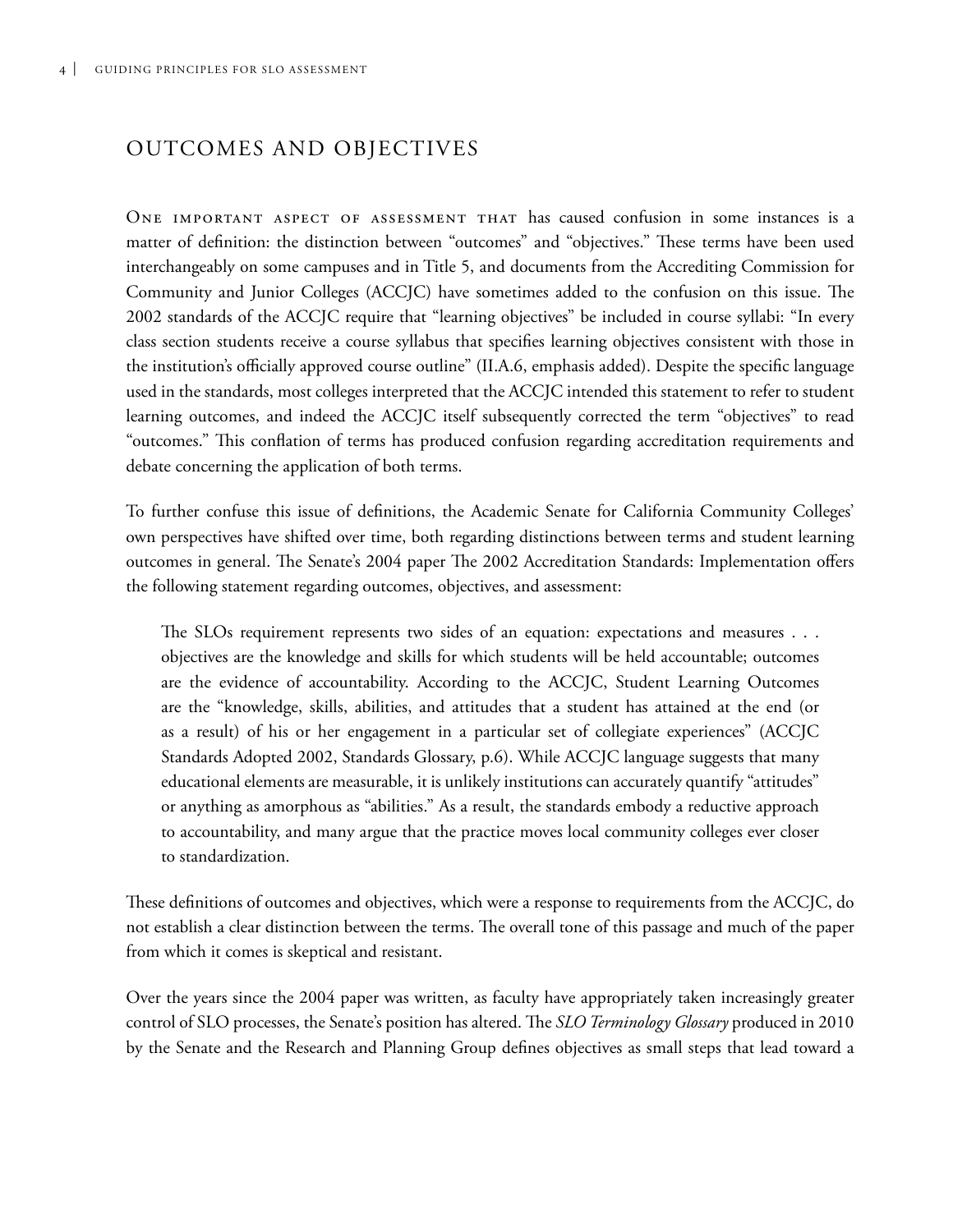## OUTCOMES AND OBJECTIVES

One important aspect of assessment that has caused confusion in some instances is a matter of definition: the distinction between "outcomes" and "objectives." These terms have been used interchangeably on some campuses and in Title 5, and documents from the Accrediting Commission for Community and Junior Colleges (ACCJC) have sometimes added to the confusion on this issue. The 2002 standards of the ACCJC require that "learning objectives" be included in course syllabi: "In every class section students receive a course syllabus that specifies learning objectives consistent with those in the institution's officially approved course outline" (II.A.6, emphasis added). Despite the specific language used in the standards, most colleges interpreted that the ACCJC intended this statement to refer to student learning outcomes, and indeed the ACCJC itself subsequently corrected the term "objectives" to read "outcomes." This conflation of terms has produced confusion regarding accreditation requirements and debate concerning the application of both terms.

To further confuse this issue of definitions, the Academic Senate for California Community Colleges' own perspectives have shifted over time, both regarding distinctions between terms and student learning outcomes in general. The Senate's 2004 paper The 2002 Accreditation Standards: Implementation offers the following statement regarding outcomes, objectives, and assessment:

> The SLOs requirement represents two sides of an equation: expectations and measures . . . objectives are the knowledge and skills for which students will be held accountable; outcomes are the evidence of accountability. According to the ACCJC, Student Learning Outcomes are the "knowledge, skills, abilities, and attitudes that a student has attained at the end (or as a result) of his or her engagement in a particular set of collegiate experiences" (ACCJC Standards Adopted 2002, Standards Glossary, p.6). While ACCJC language suggests that many educational elements are measurable, it is unlikely institutions can accurately quantify "attitudes" or anything as amorphous as "abilities." As a result, the standards embody a reductive approach to accountability, and many argue that the practice moves local community colleges ever closer to standardization.

These definitions of outcomes and objectives, which were a response to requirements from the ACCJC, do not establish a clear distinction between the terms. The overall tone of this passage and much of the paper from which it comes is skeptical and resistant.

Over the years since the 2004 paper was written, as faculty have appropriately taken increasingly greater control of SLO processes, the Senate's position has altered. The *SLO Terminology Glossary* produced in 2010 by the Senate and the Research and Planning Group defines objectives as small steps that lead toward a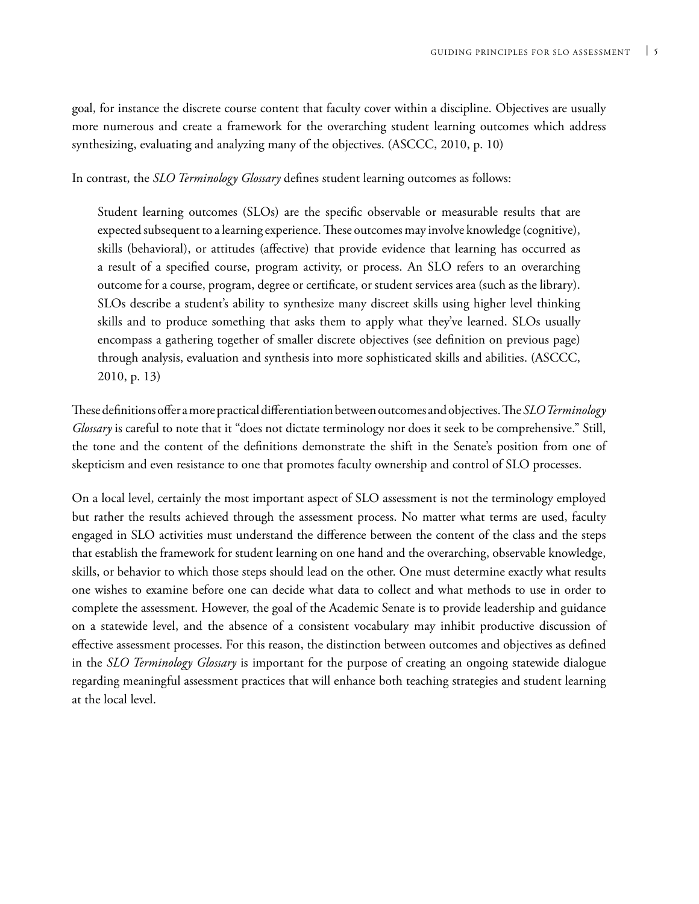goal, for instance the discrete course content that faculty cover within a discipline. Objectives are usually more numerous and create a framework for the overarching student learning outcomes which address synthesizing, evaluating and analyzing many of the objectives. (ASCCC, 2010, p. 10)

In contrast, the *SLO Terminology Glossary* defines student learning outcomes as follows:

> Student learning outcomes (SLOs) are the specific observable or measurable results that are expected subsequent to a learning experience. These outcomes may involve knowledge (cognitive), skills (behavioral), or attitudes (affective) that provide evidence that learning has occurred as a result of a specified course, program activity, or process. An SLO refers to an overarching outcome for a course, program, degree or certificate, or student services area (such as the library). SLOs describe a student's ability to synthesize many discreet skills using higher level thinking skills and to produce something that asks them to apply what they've learned. SLOs usually encompass a gathering together of smaller discrete objectives (see definition on previous page) through analysis, evaluation and synthesis into more sophisticated skills and abilities. (ASCCC, 2010, p. 13)

These definitions offer a more practical differentiation between outcomes and objectives. The *SLO Terminology Glossary* is careful to note that it "does not dictate terminology nor does it seek to be comprehensive." Still, the tone and the content of the definitions demonstrate the shift in the Senate's position from one of skepticism and even resistance to one that promotes faculty ownership and control of SLO processes.

On a local level, certainly the most important aspect of SLO assessment is not the terminology employed but rather the results achieved through the assessment process. No matter what terms are used, faculty engaged in SLO activities must understand the difference between the content of the class and the steps that establish the framework for student learning on one hand and the overarching, observable knowledge, skills, or behavior to which those steps should lead on the other. One must determine exactly what results one wishes to examine before one can decide what data to collect and what methods to use in order to complete the assessment. However, the goal of the Academic Senate is to provide leadership and guidance on a statewide level, and the absence of a consistent vocabulary may inhibit productive discussion of effective assessment processes. For this reason, the distinction between outcomes and objectives as defined in the *SLO Terminology Glossary* is important for the purpose of creating an ongoing statewide dialogue regarding meaningful assessment practices that will enhance both teaching strategies and student learning at the local level.